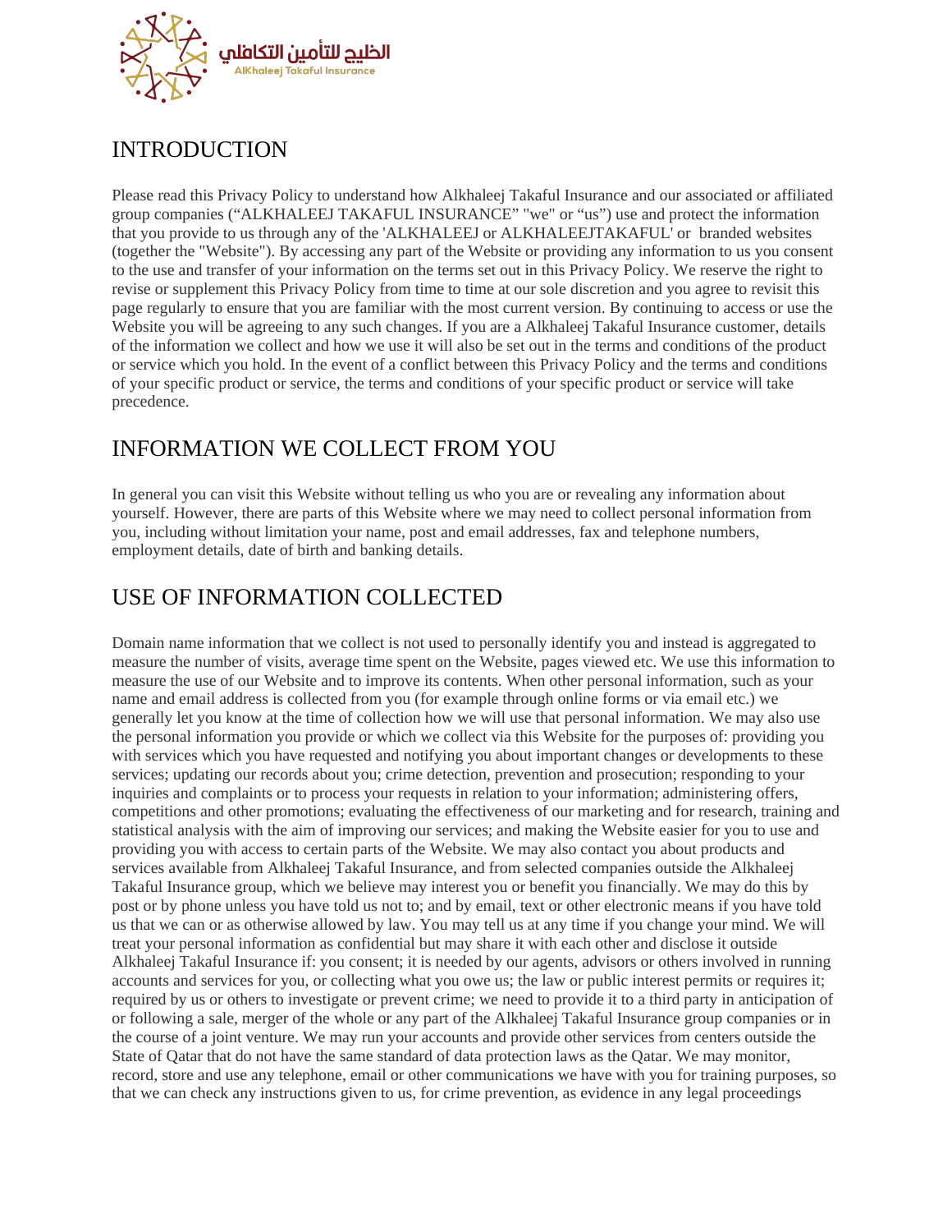# INTRODUCTION

Please read this Privacy Policy to understand how Alkhaleej Takaful Insurance and our associated or affiliated group companies (“ALKHALEEJ TAKAFUL INSURANCE” "we" or “us”) use and protect the information that you provide to us through any of the 'ALKHALEEJ or ALKHALEEJTAKAFUL' or branded websites (together the "Website"). By accessing any part of the Website or providing any information to us you consent to the use and transfer of your information on the terms set out in this Privacy Policy. We reserve the right to revise or supplement this Privacy Policy from time to time at our sole discretion and you agree to revisit this page regularly to ensure that you are familiar with the most current version. By continuing to access or use the Website you will be agreeing to any such changes. If you are a Alkhaleej Takaful Insurance customer, details of the information we collect and how we use it will also be set out in the terms and conditions of the product or service which you hold. In the event of a conflict between this Privacy Policy and the terms and conditions of your specific product or service, the terms and conditions of your specific product or service will take precedence.

# INFORMATION WE COLLECT FROM YOU

In general you can visit this Website without telling us who you are or revealing any information about yourself. However, there are parts of this Website where we may need to collect personal information from you, including without limitation your name, post and email addresses, fax and telephone numbers, employment details, date of birth and banking details.

# USE OF INFORMATION COLLECTED

Domain name information that we collect is not used to personally identify you and instead is aggregated to measure the number of visits, average time spent on the Website, pages viewed etc. We use this information to measure the use of our Website and to improve its contents. When other personal information, such as your name and email address is collected from you (for example through online forms or via email etc.) we generally let you know at the time of collection how we will use that personal information. We may also use the personal information you provide or which we collect via this Website for the purposes of: providing you with services which you have requested and notifying you about important changes or developments to these services; updating our records about you; crime detection, prevention and prosecution; responding to your inquiries and complaints or to process your requests in relation to your information; administering offers, competitions and other promotions; evaluating the effectiveness of our marketing and for research, training and statistical analysis with the aim of improving our services; and making the Website easier for you to use and providing you with access to certain parts of the Website. We may also contact you about products and services available from Alkhaleej Takaful Insurance, and from selected companies outside the Alkhaleej Takaful Insurance group, which we believe may interest you or benefit you financially. We may do this by post or by phone unless you have told us not to; and by email, text or other electronic means if you have told us that we can or as otherwise allowed by law. You may tell us at any time if you change your mind. We will treat your personal information as confidential but may share it with each other and disclose it outside Alkhaleej Takaful Insurance if: you consent; it is needed by our agents, advisors or others involved in running accounts and services for you, or collecting what you owe us; the law or public interest permits or requires it; required by us or others to investigate or prevent crime; we need to provide it to a third party in anticipation of or following a sale, merger of the whole or any part of the Alkhaleej Takaful Insurance group companies or in the course of a joint venture. We may run your accounts and provide other services from centers outside the State of Qatar that do not have the same standard of data protection laws as the Qatar. We may monitor, record, store and use any telephone, email or other communications we have with you for training purposes, so that we can check any instructions given to us, for crime prevention, as evidence in any legal proceedings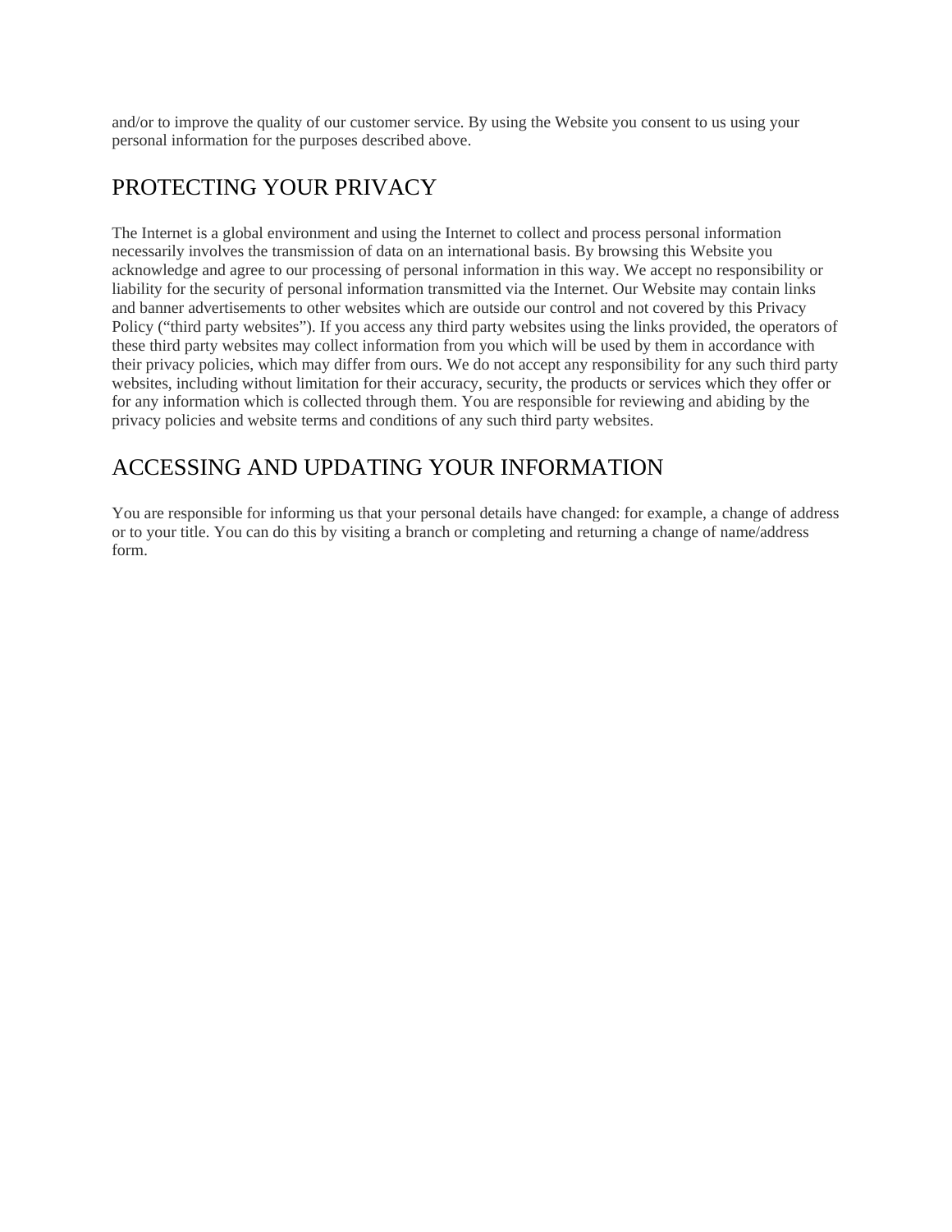and/or to improve the quality of our customer service. By using the Website you consent to us using your personal information for the purposes described above.

## PROTECTING YOUR PRIVACY

The Internet is a global environment and using the Internet to collect and process personal information necessarily involves the transmission of data on an international basis. By browsing this Website you acknowledge and agree to our processing of personal information in this way. We accept no responsibility or liability for the security of personal information transmitted via the Internet. Our Website may contain links and banner advertisements to other websites which are outside our control and not covered by this Privacy Policy (“third party websites”). If you access any third party websites using the links provided, the operators of these third party websites may collect information from you which will be used by them in accordance with their privacy policies, which may differ from ours. We do not accept any responsibility for any such third party websites, including without limitation for their accuracy, security, the products or services which they offer or for any information which is collected through them. You are responsible for reviewing and abiding by the privacy policies and website terms and conditions of any such third party websites.

## ACCESSING AND UPDATING YOUR INFORMATION

You are responsible for informing us that your personal details have changed: for example, a change of address or to your title. You can do this by visiting a branch or completing and returning a change of name/address form.